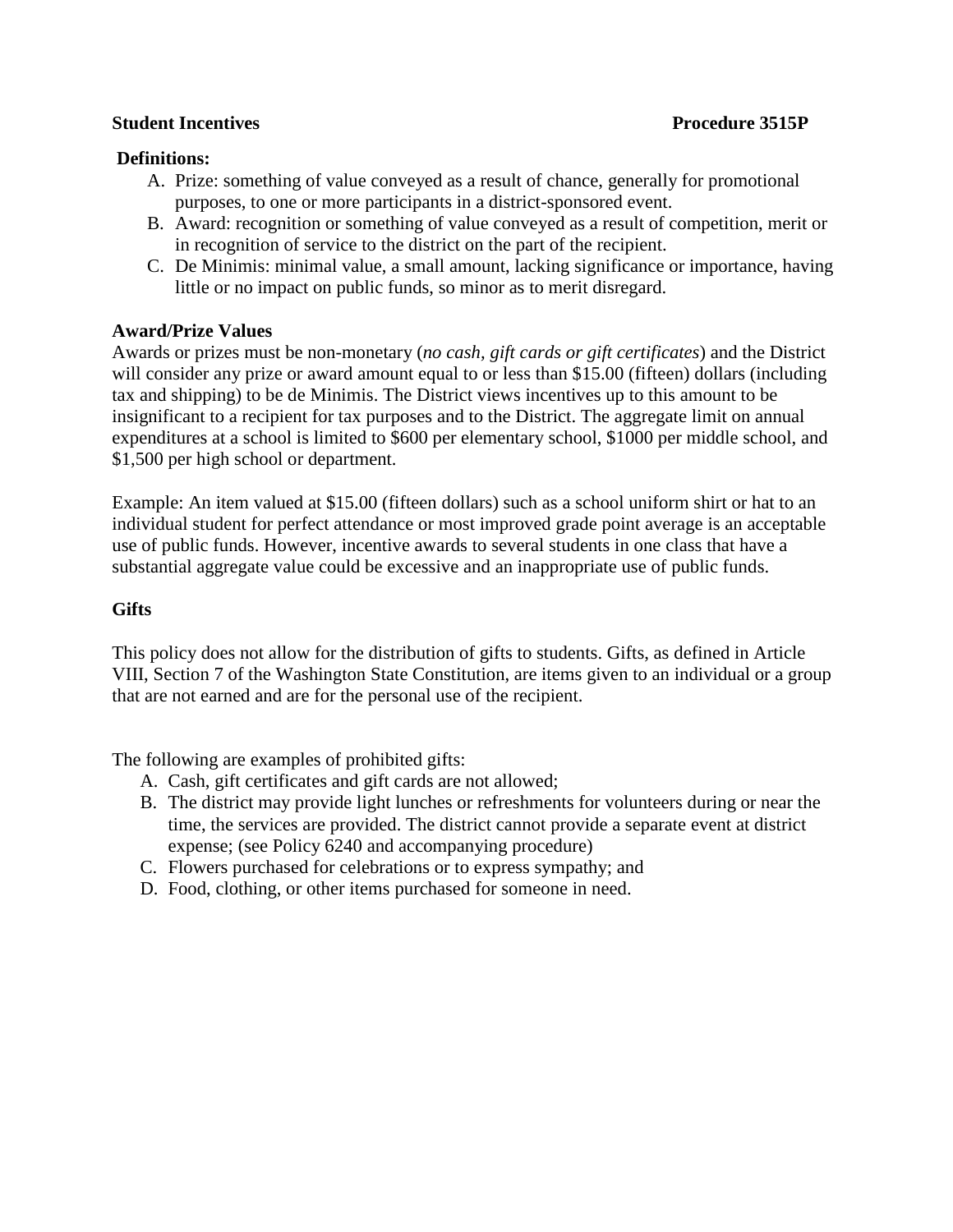**Student Incentives** **Procedure 3515P**

**Definitions:**

A. Prize: something of value conveyed as a result of chance, generally for promotional purposes, to one or more participants in a district-sponsored event.
B. Award: recognition or something of value conveyed as a result of competition, merit or in recognition of service to the district on the part of the recipient.
C. De Minimis: minimal value, a small amount, lacking significance or importance, having little or no impact on public funds, so minor as to merit disregard.

**Award/Prize Values**

Awards or prizes must be non-monetary (*no cash, gift cards or gift certificates*) and the District will consider any prize or award amount equal to or less than $15.00 (fifteen) dollars (including tax and shipping) to be de Minimis. The District views incentives up to this amount to be insignificant to a recipient for tax purposes and to the District. The aggregate limit on annual expenditures at a school is limited to $600 per elementary school, $1000 per middle school, and $1,500 per high school or department.

Example: An item valued at $15.00 (fifteen dollars) such as a school uniform shirt or hat to an individual student for perfect attendance or most improved grade point average is an acceptable use of public funds. However, incentive awards to several students in one class that have a substantial aggregate value could be excessive and an inappropriate use of public funds.

**Gifts**

This policy does not allow for the distribution of gifts to students. Gifts, as defined in Article VIII, Section 7 of the Washington State Constitution, are items given to an individual or a group that are not earned and are for the personal use of the recipient.

The following are examples of prohibited gifts:

A. Cash, gift certificates and gift cards are not allowed;
B. The district may provide light lunches or refreshments for volunteers during or near the time, the services are provided. The district cannot provide a separate event at district expense; (see Policy 6240 and accompanying procedure)
C. Flowers purchased for celebrations or to express sympathy; and
D. Food, clothing, or other items purchased for someone in need.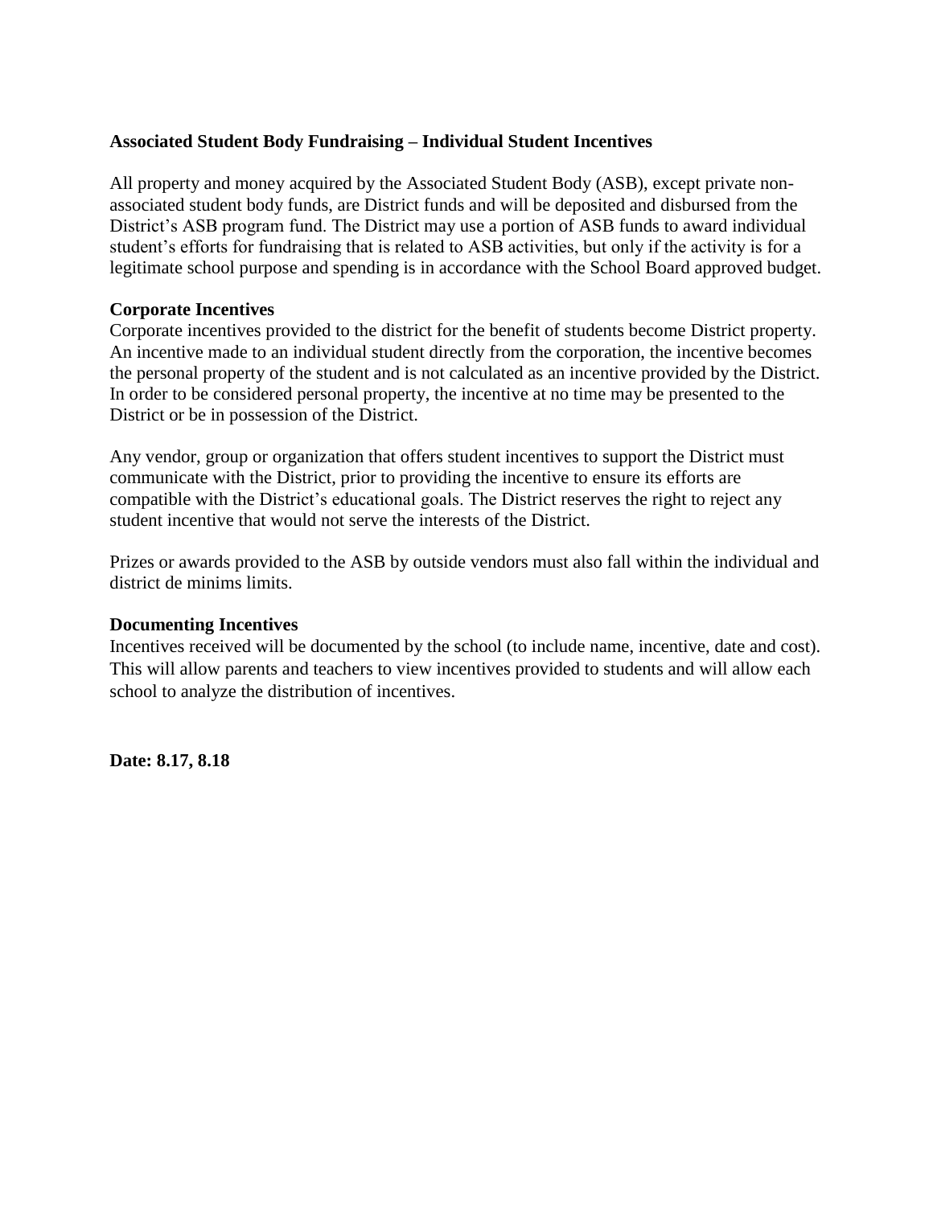**Associated Student Body Fundraising – Individual Student Incentives**

All property and money acquired by the Associated Student Body (ASB), except private non-associated student body funds, are District funds and will be deposited and disbursed from the District's ASB program fund. The District may use a portion of ASB funds to award individual student's efforts for fundraising that is related to ASB activities, but only if the activity is for a legitimate school purpose and spending is in accordance with the School Board approved budget.

**Corporate Incentives**

Corporate incentives provided to the district for the benefit of students become District property. An incentive made to an individual student directly from the corporation, the incentive becomes the personal property of the student and is not calculated as an incentive provided by the District. In order to be considered personal property, the incentive at no time may be presented to the District or be in possession of the District.

Any vendor, group or organization that offers student incentives to support the District must communicate with the District, prior to providing the incentive to ensure its efforts are compatible with the District's educational goals. The District reserves the right to reject any student incentive that would not serve the interests of the District.

Prizes or awards provided to the ASB by outside vendors must also fall within the individual and district de minims limits.

**Documenting Incentives**

Incentives received will be documented by the school (to include name, incentive, date and cost). This will allow parents and teachers to view incentives provided to students and will allow each school to analyze the distribution of incentives.

**Date: 8.17, 8.18**